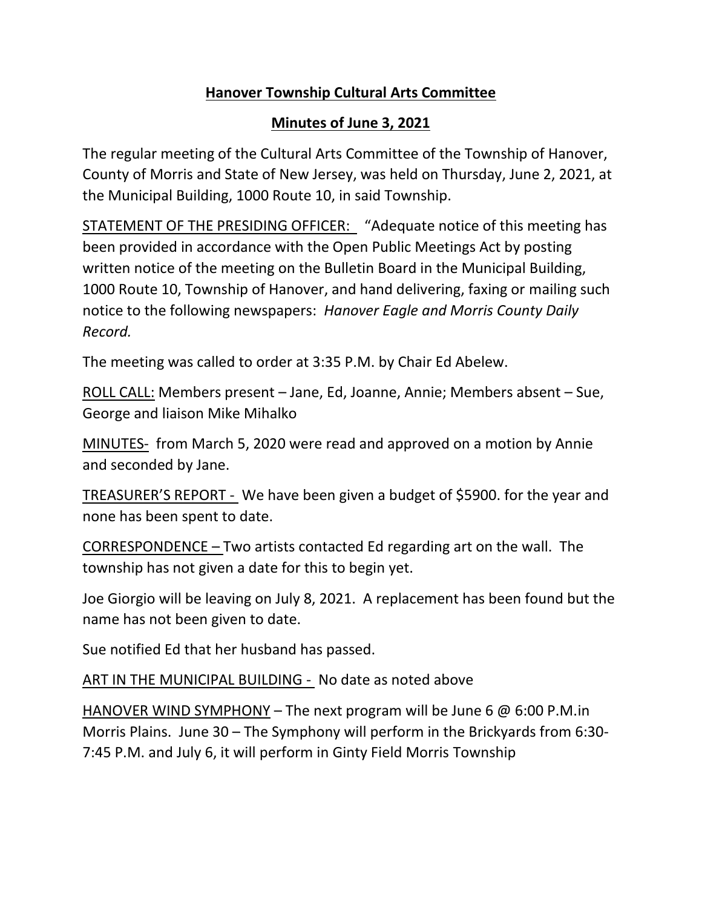**<u>Hanover Township Cultural Arts Committee</u>**

**<u>Minutes of June 3, 2021</u>**

The regular meeting of the Cultural Arts Committee of the Township of Hanover, County of Morris and State of New Jersey, was held on Thursday, June 2, 2021, at the Municipal Building, 1000 Route 10, in said Township.

<u>STATEMENT OF THE PRESIDING OFFICER:</u> "Adequate notice of this meeting has been provided in accordance with the Open Public Meetings Act by posting written notice of the meeting on the Bulletin Board in the Municipal Building, 1000 Route 10, Township of Hanover, and hand delivering, faxing or mailing such notice to the following newspapers: *Hanover Eagle and Morris County Daily Record.*

The meeting was called to order at 3:35 P.M. by Chair Ed Abelew.

<u>ROLL CALL:</u> Members present – Jane, Ed, Joanne, Annie; Members absent – Sue, George and liaison Mike Mihalko

<u>MINUTES-</u> from March 5, 2020 were read and approved on a motion by Annie and seconded by Jane.

<u>TREASURER'S REPORT -</u> We have been given a budget of $5900. for the year and none has been spent to date.

<u>CORRESPONDENCE –</u> Two artists contacted Ed regarding art on the wall. The township has not given a date for this to begin yet.

Joe Giorgio will be leaving on July 8, 2021. A replacement has been found but the name has not been given to date.

Sue notified Ed that her husband has passed.

<u>ART IN THE MUNICIPAL BUILDING -</u> No date as noted above

<u>HANOVER WIND SYMPHONY</u> – The next program will be June 6 @ 6:00 P.M.in Morris Plains. June 30 – The Symphony will perform in the Brickyards from 6:30-7:45 P.M. and July 6, it will perform in Ginty Field Morris Township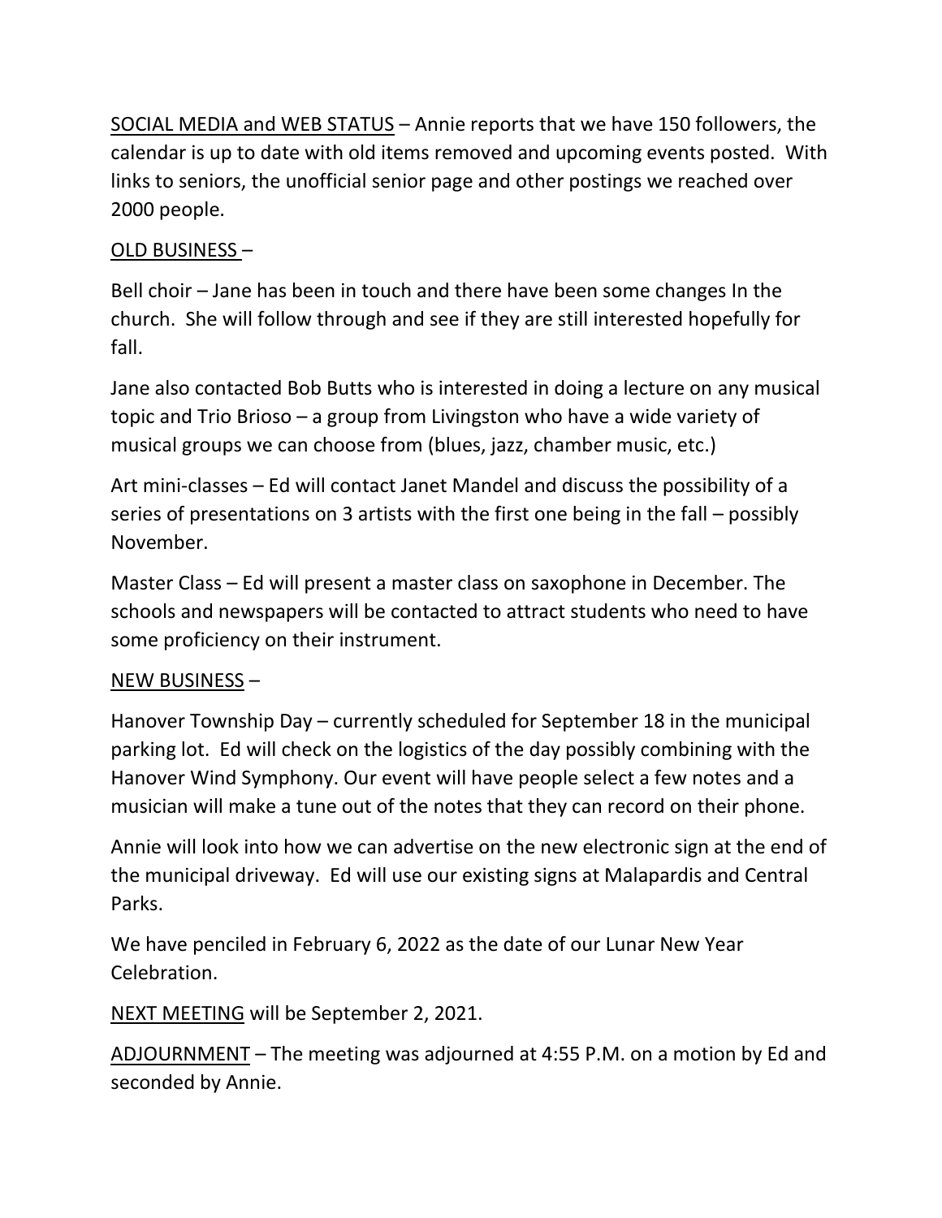SOCIAL MEDIA and WEB STATUS – Annie reports that we have 150 followers, the calendar is up to date with old items removed and upcoming events posted. With links to seniors, the unofficial senior page and other postings we reached over 2000 people.

OLD BUSINESS –

Bell choir – Jane has been in touch and there have been some changes In the church. She will follow through and see if they are still interested hopefully for fall.

Jane also contacted Bob Butts who is interested in doing a lecture on any musical topic and Trio Brioso – a group from Livingston who have a wide variety of musical groups we can choose from (blues, jazz, chamber music, etc.)

Art mini-classes – Ed will contact Janet Mandel and discuss the possibility of a series of presentations on 3 artists with the first one being in the fall – possibly November.

Master Class – Ed will present a master class on saxophone in December. The schools and newspapers will be contacted to attract students who need to have some proficiency on their instrument.

NEW BUSINESS –

Hanover Township Day – currently scheduled for September 18 in the municipal parking lot. Ed will check on the logistics of the day possibly combining with the Hanover Wind Symphony. Our event will have people select a few notes and a musician will make a tune out of the notes that they can record on their phone.

Annie will look into how we can advertise on the new electronic sign at the end of the municipal driveway. Ed will use our existing signs at Malapardis and Central Parks.

We have penciled in February 6, 2022 as the date of our Lunar New Year Celebration.

NEXT MEETING will be September 2, 2021.

ADJOURNMENT – The meeting was adjourned at 4:55 P.M. on a motion by Ed and seconded by Annie.